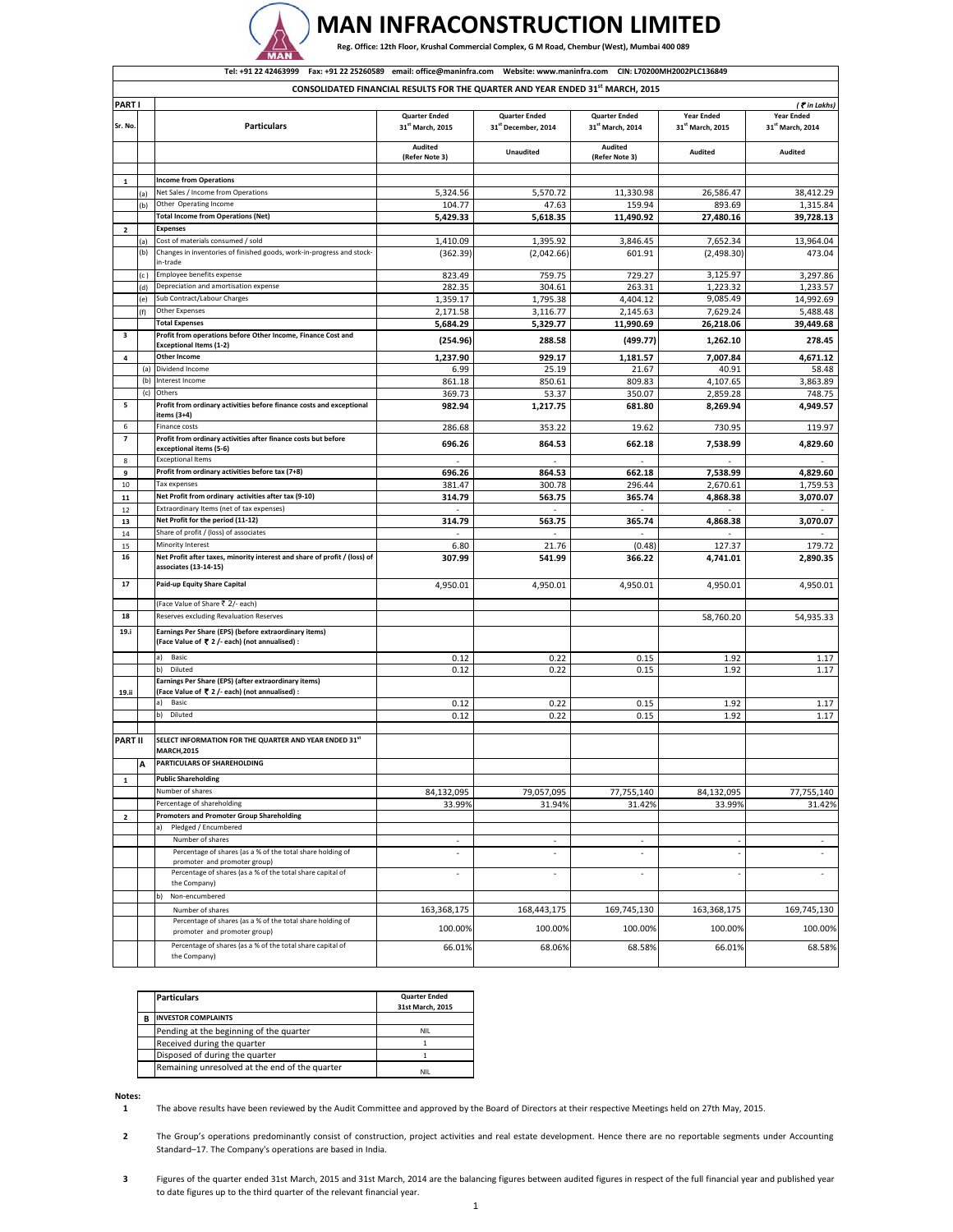# MAN INFRACONSTRUCTION LIMITED

**Reg. Office: 12th Floor, Krushal Commercial Complex, G M Road, Chembur (West), Mumbai 400 089**

Tel: +91 22 42463999 Fax: +91 22 25260589 email: office@maninfra.com Website: www.maninfra.com CIN: L70200MH2002PLC136849

**CONSOLIDATED FINANCIAL RESULTS FOR THE QUARTER AND YEAR ENDED 31st MARCH, 2015**

*(₹ in Lakhs)*

| PART I | | | | | | | |
|---|---|---|---|---|---|---|---|
| **Sr. No.** | | **Particulars** | **Quarter Ended 31st March, 2015** | **Quarter Ended 31st December, 2014** | **Quarter Ended 31st March, 2014** | **Year Ended 31st March, 2015** | **Year Ended 31st March, 2014** |
| | | | **Audited (Refer Note 3)** | **Unaudited** | **Audited (Refer Note 3)** | **Audited** | **Audited** |
| **1** | | **Income from Operations** | | | | | |
| | (a) | Net Sales / Income from Operations | 5,324.56 | 5,570.72 | 11,330.98 | 26,586.47 | 38,412.29 |
| | (b) | Other Operating Income | 104.77 | 47.63 | 159.94 | 893.69 | 1,315.84 |
| | | **Total Income from Operations (Net)** | **5,429.33** | **5,618.35** | **11,490.92** | **27,480.16** | **39,728.13** |
| **2** | | **Expenses** | | | | | |
| | (a) | Cost of materials consumed / sold | 1,410.09 | 1,395.92 | 3,846.45 | 7,652.34 | 13,964.04 |
| | (b) | Changes in inventories of finished goods, work-in-progress and stock-in-trade | (362.39) | (2,042.66) | 601.91 | (2,498.30) | 473.04 |
| | (c) | Employee benefits expense | 823.49 | 759.75 | 729.27 | 3,125.97 | 3,297.86 |
| | (d) | Depreciation and amortisation expense | 282.35 | 304.61 | 263.31 | 1,223.32 | 1,233.57 |
| | (e) | Sub Contract/Labour Charges | 1,359.17 | 1,795.38 | 4,404.12 | 9,085.49 | 14,992.69 |
| | (f) | Other Expenses | 2,171.58 | 3,116.77 | 2,145.63 | 7,629.24 | 5,488.48 |
| | | **Total Expenses** | **5,684.29** | **5,329.77** | **11,990.69** | **26,218.06** | **39,449.68** |
| **3** | | **Profit from operations before Other Income, Finance Cost and Exceptional Items (1-2)** | **(254.96)** | **288.58** | **(499.77)** | **1,262.10** | **278.45** |
| **4** | | **Other Income** | **1,237.90** | **929.17** | **1,181.57** | **7,007.84** | **4,671.12** |
| | (a) | Dividend Income | 6.99 | 25.19 | 21.67 | 40.91 | 58.48 |
| | (b) | Interest Income | 861.18 | 850.61 | 809.83 | 4,107.65 | 3,863.89 |
| | (c) | Others | 369.73 | 53.37 | 350.07 | 2,859.28 | 748.75 |
| **5** | | **Profit from ordinary activities before finance costs and exceptional items (3+4)** | **982.94** | **1,217.75** | **681.80** | **8,269.94** | **4,949.57** |
| 6 | | Finance costs | 286.68 | 353.22 | 19.62 | 730.95 | 119.97 |
| **7** | | **Profit from ordinary activities after finance costs but before exceptional items (5-6)** | **696.26** | **864.53** | **662.18** | **7,538.99** | **4,829.60** |
| 8 | | Exceptional Items | - | - | - | - | - |
| **9** | | **Profit from ordinary activities before tax (7+8)** | **696.26** | **864.53** | **662.18** | **7,538.99** | **4,829.60** |
| 10 | | Tax expenses | 381.47 | 300.78 | 296.44 | 2,670.61 | 1,759.53 |
| **11** | | **Net Profit from ordinary activities after tax (9-10)** | **314.79** | **563.75** | **365.74** | **4,868.38** | **3,070.07** |
| 12 | | Extraordinary Items (net of tax expenses) | - | - | - | - | - |
| **13** | | **Net Profit for the period (11-12)** | **314.79** | **563.75** | **365.74** | **4,868.38** | **3,070.07** |
| 14 | | Share of profit / (loss) of associates | - | - | - | - | - |
| 15 | | Minority Interest | 6.80 | 21.76 | (0.48) | 127.37 | 179.72 |
| **16** | | **Net Profit after taxes, minority interest and share of profit / (loss) of associates (13-14-15)** | **307.99** | **541.99** | **366.22** | **4,741.01** | **2,890.35** |
| **17** | | **Paid-up Equity Share Capital** | 4,950.01 | 4,950.01 | 4,950.01 | 4,950.01 | 4,950.01 |
| | | (Face Value of Share ₹ 2/- each) | | | | | |
| **18** | | Reserves excluding Revaluation Reserves | | | | 58,760.20 | 54,935.33 |
| **19.i** | | **Earnings Per Share (EPS) (before extraordinary items) (Face Value of ₹ 2 /- each) (not annualised) :** | | | | | |
| | | a) Basic | 0.12 | 0.22 | 0.15 | 1.92 | 1.17 |
| | | b) Diluted | 0.12 | 0.22 | 0.15 | 1.92 | 1.17 |
| **19.ii** | | **Earnings Per Share (EPS) (after extraordinary items) (Face Value of ₹ 2 /- each) (not annualised) :** | | | | | |
| | | a) Basic | 0.12 | 0.22 | 0.15 | 1.92 | 1.17 |
| | | b) Diluted | 0.12 | 0.22 | 0.15 | 1.92 | 1.17 |
| **PART II** | | **SELECT INFORMATION FOR THE QUARTER AND YEAR ENDED 31st MARCH,2015** | | | | | |
| | **A** | **PARTICULARS OF SHAREHOLDING** | | | | | |
| **1** | | **Public Shareholding** | | | | | |
| | | Number of shares | 84,132,095 | 79,057,095 | 77,755,140 | 84,132,095 | 77,755,140 |
| | | Percentage of shareholding | 33.99% | 31.94% | 31.42% | 33.99% | 31.42% |
| **2** | | **Promoters and Promoter Group Shareholding** | | | | | |
| | | a) Pledged / Encumbered | | | | | |
| | | Number of shares | - | - | - | - | - |
| | | Percentage of shares (as a % of the total share holding of promoter and promoter group) | - | - | - | - | - |
| | | Percentage of shares (as a % of the total share capital of the Company) | - | - | - | - | - |
| | | b) Non-encumbered | | | | | |
| | | Number of shares | 163,368,175 | 168,443,175 | 169,745,130 | 163,368,175 | 169,745,130 |
| | | Percentage of shares (as a % of the total share holding of promoter and promoter group) | 100.00% | 100.00% | 100.00% | 100.00% | 100.00% |
| | | Percentage of shares (as a % of the total share capital of the Company) | 66.01% | 68.06% | 68.58% | 66.01% | 68.58% |

| | **Particulars** | **Quarter Ended 31st March, 2015** |
|---|---|---|
| **B** | **INVESTOR COMPLAINTS** | |
| | Pending at the beginning of the quarter | NIL |
| | Received during the quarter | 1 |
| | Disposed of during the quarter | 1 |
| | Remaining unresolved at the end of the quarter | NIL |

**Notes:**

1. The above results have been reviewed by the Audit Committee and approved by the Board of Directors at their respective Meetings held on 27th May, 2015.

2. The Group's operations predominantly consist of construction, project activities and real estate development. Hence there are no reportable segments under Accounting Standard–17. The Company's operations are based in India.

3. Figures of the quarter ended 31st March, 2015 and 31st March, 2014 are the balancing figures between audited figures in respect of the full financial year and published year to date figures up to the third quarter of the relevant financial year.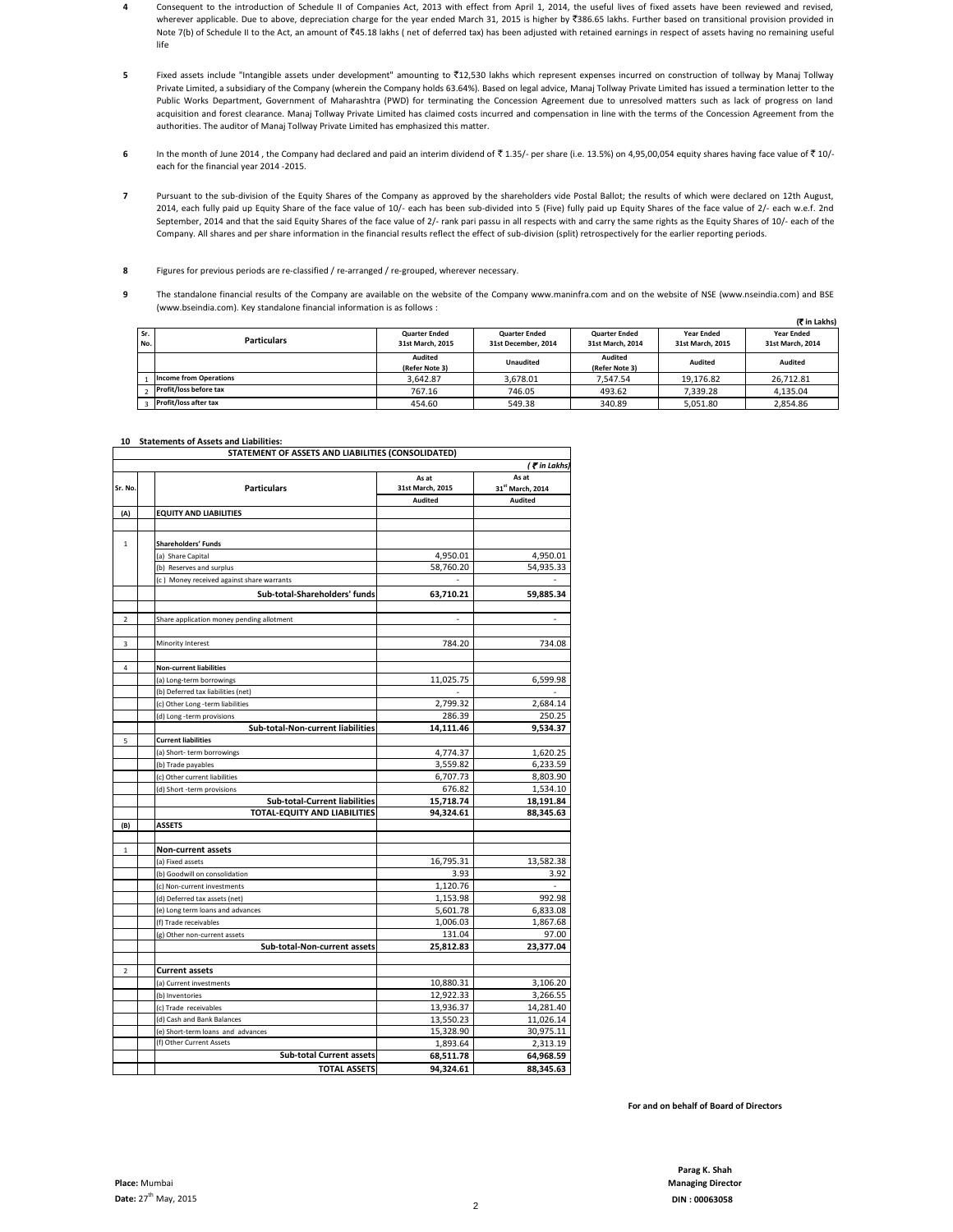4 Consequent to the introduction of Schedule II of Companies Act, 2013 with effect from April 1, 2014, the useful lives of fixed assets have been reviewed and revised, wherever applicable. Due to above, depreciation charge for the year ended March 31, 2015 is higher by ₹386.65 lakhs. Further based on transitional provision provided in Note 7(b) of Schedule II to the Act, an amount of ₹45.18 lakhs ( net of deferred tax) has been adjusted with retained earnings in respect of assets having no remaining useful life

5 Fixed assets include "Intangible assets under development" amounting to ₹12,530 lakhs which represent expenses incurred on construction of tollway by Manaj Tollway Private Limited, a subsidiary of the Company (wherein the Company holds 63.64%). Based on legal advice, Manaj Tollway Private Limited has issued a termination letter to the Public Works Department, Government of Maharashtra (PWD) for terminating the Concession Agreement due to unresolved matters such as lack of progress on land acquisition and forest clearance. Manaj Tollway Private Limited has claimed costs incurred and compensation in line with the terms of the Concession Agreement from the authorities. The auditor of Manaj Tollway Private Limited has emphasized this matter.

6 In the month of June 2014 , the Company had declared and paid an interim dividend of ₹ 1.35/- per share (i.e. 13.5%) on 4,95,00,054 equity shares having face value of ₹ 10/- each for the financial year 2014 -2015.

7 Pursuant to the sub-division of the Equity Shares of the Company as approved by the shareholders vide Postal Ballot; the results of which were declared on 12th August, 2014, each fully paid up Equity Share of the face value of 10/- each has been sub-divided into 5 (Five) fully paid up Equity Shares of the face value of 2/- each w.e.f. 2nd September, 2014 and that the said Equity Shares of the face value of 2/- rank pari passu in all respects with and carry the same rights as the Equity Shares of 10/- each of the Company. All shares and per share information in the financial results reflect the effect of sub-division (split) retrospectively for the earlier reporting periods.

8 Figures for previous periods are re-classified / re-arranged / re-grouped, wherever necessary.

9 The standalone financial results of the Company are available on the website of the Company www.maninfra.com and on the website of NSE (www.nseindia.com) and BSE (www.bseindia.com). Key standalone financial information is as follows :

(₹ in Lakhs)

| Sr. No. | Particulars | Quarter Ended 31st March, 2015 | Quarter Ended 31st December, 2014 | Quarter Ended 31st March, 2014 | Year Ended 31st March, 2015 | Year Ended 31st March, 2014 |
|---|---|---|---|---|---|---|
| | | Audited (Refer Note 3) | Unaudited | Audited (Refer Note 3) | Audited | Audited |
| 1 | Income from Operations | 3,642.87 | 3,678.01 | 7,547.54 | 19,176.82 | 26,712.81 |
| 2 | Profit/loss before tax | 767.16 | 746.05 | 493.62 | 7,339.28 | 4,135.04 |
| 3 | Profit/loss after tax | 454.60 | 549.38 | 340.89 | 5,051.80 | 2,854.86 |

10 Statements of Assets and Liabilities:

**STATEMENT OF ASSETS AND LIABILITIES (CONSOLIDATED)**

( ₹ in Lakhs)

| Sr. No. | Particulars | As at 31st March, 2015 | As at 31st March, 2014 |
|---|---|---|---|
| | | Audited | Audited |
| (A) | **EQUITY AND LIABILITIES** | | |
| 1 | **Shareholders' Funds** | | |
| | (a) Share Capital | 4,950.01 | 4,950.01 |
| | (b) Reserves and surplus | 58,760.20 | 54,935.33 |
| | (c ) Money received against share warrants | - | - |
| | **Sub-total-Shareholders' funds** | **63,710.21** | **59,885.34** |
| 2 | Share application money pending allotment | - | - |
| 3 | Minority Interest | 784.20 | 734.08 |
| 4 | **Non-current liabilities** | | |
| | (a) Long-term borrowings | 11,025.75 | 6,599.98 |
| | (b) Deferred tax liabilities (net) | - | - |
| | (c) Other Long -term liabilities | 2,799.32 | 2,684.14 |
| | (d) Long -term provisions | 286.39 | 250.25 |
| | **Sub-total-Non-current liabilities** | **14,111.46** | **9,534.37** |
| 5 | **Current liabilities** | | |
| | (a) Short- term borrowings | 4,774.37 | 1,620.25 |
| | (b) Trade payables | 3,559.82 | 6,233.59 |
| | (c) Other current liabilities | 6,707.73 | 8,803.90 |
| | (d) Short -term provisions | 676.82 | 1,534.10 |
| | **Sub-total-Current liabilities** | **15,718.74** | **18,191.84** |
| | **TOTAL-EQUITY AND LIABILITIES** | **94,324.61** | **88,345.63** |
| (B) | **ASSETS** | | |
| 1 | **Non-current assets** | | |
| | (a) Fixed assets | 16,795.31 | 13,582.38 |
| | (b) Goodwill on consolidation | 3.93 | 3.92 |
| | (c) Non-current investments | 1,120.76 | - |
| | (d) Deferred tax assets (net) | 1,153.98 | 992.98 |
| | (e) Long term loans and advances | 5,601.78 | 6,833.08 |
| | (f) Trade receivables | 1,006.03 | 1,867.68 |
| | (g) Other non-current assets | 131.04 | 97.00 |
| | **Sub-total-Non-current assets** | **25,812.83** | **23,377.04** |
| 2 | **Current assets** | | |
| | (a) Current investments | 10,880.31 | 3,106.20 |
| | (b) Inventories | 12,922.33 | 3,266.55 |
| | (c) Trade receivables | 13,936.37 | 14,281.40 |
| | (d) Cash and Bank Balances | 13,550.23 | 11,026.14 |
| | (e) Short-term loans and advances | 15,328.90 | 30,975.11 |
| | (f) Other Current Assets | 1,893.64 | 2,313.19 |
| | **Sub-total Current assets** | **68,511.78** | **64,968.59** |
| | **TOTAL ASSETS** | **94,324.61** | **88,345.63** |

**For and on behalf of Board of Directors**

**Parag K. Shah**
**Managing Director**
**DIN : 00063058**

**Place:** Mumbai
**Date:** 27th May, 2015